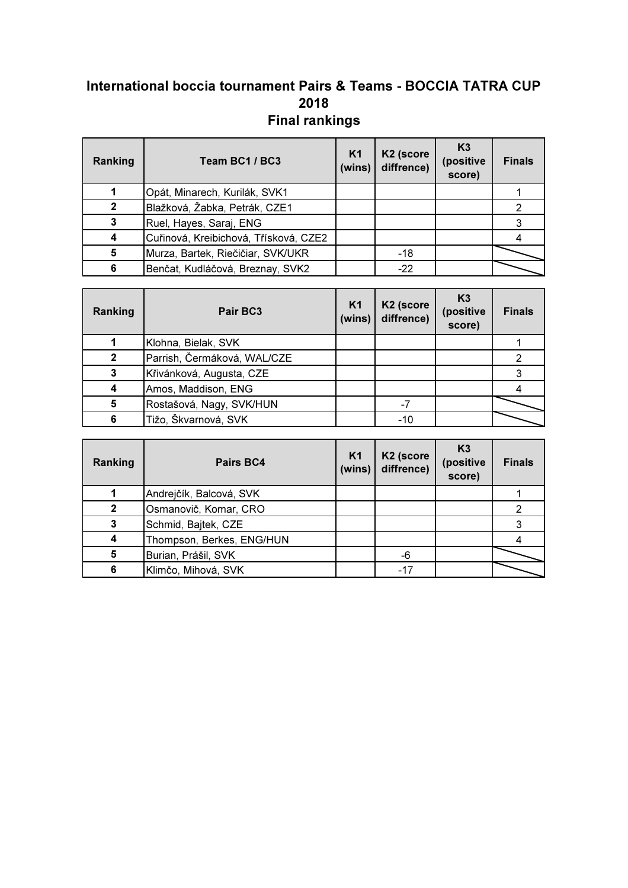# International boccia tournament Pairs & Teams - BOCCIA TATRA CUP 2018

## Final rankings

| Ranking | Team BC1 / BC3 | K1 (wins) | K2 (score diffrence) | K3 (positive score) | Finals |
|---|---|---|---|---|---|
| 1 | Opát, Minarech, Kurilák, SVK1 | | | | 1 |
| 2 | Blažková, Žabka, Petrák, CZE1 | | | | 2 |
| 3 | Ruel, Hayes, Saraj, ENG | | | | 3 |
| 4 | Cuřinová, Kreibichová, Třísková, CZE2 | | | | 4 |
| 5 | Murza, Bartek, Riečičiar, SVK/UKR | | -18 | | |
| 6 | Benčat, Kudláčová, Breznay, SVK2 | | -22 | | |

| Ranking | Pair BC3 | K1 (wins) | K2 (score diffrence) | K3 (positive score) | Finals |
|---|---|---|---|---|---|
| 1 | Klohna, Bielak, SVK | | | | 1 |
| 2 | Parrish, Čermáková, WAL/CZE | | | | 2 |
| 3 | Křivánková, Augusta, CZE | | | | 3 |
| 4 | Amos, Maddison, ENG | | | | 4 |
| 5 | Rostašová, Nagy, SVK/HUN | | -7 | | |
| 6 | Tižo, Škvarnová, SVK | | -10 | | |

| Ranking | Pairs BC4 | K1 (wins) | K2 (score diffrence) | K3 (positive score) | Finals |
|---|---|---|---|---|---|
| 1 | Andrejčík, Balcová, SVK | | | | 1 |
| 2 | Osmanovič, Komar, CRO | | | | 2 |
| 3 | Schmid, Bajtek, CZE | | | | 3 |
| 4 | Thompson, Berkes, ENG/HUN | | | | 4 |
| 5 | Burian, Prášil, SVK | | -6 | | |
| 6 | Klimčo, Mihová, SVK | | -17 | | |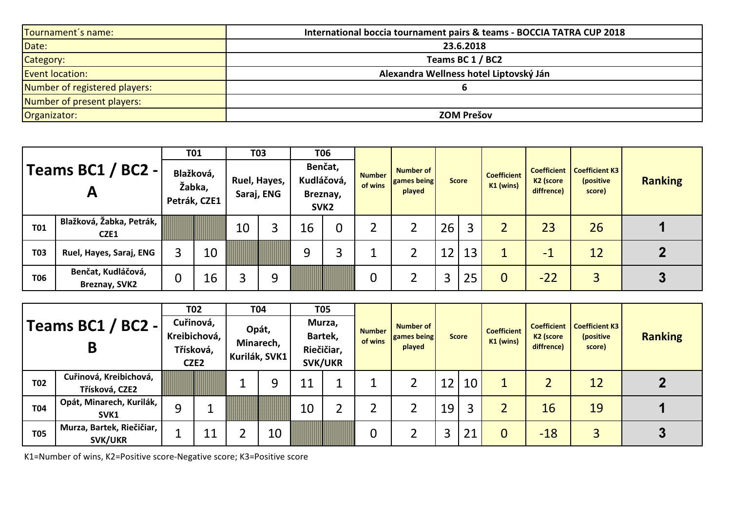| Tournament´s name: | International boccia tournament pairs & teams - BOCCIA TATRA CUP 2018 |
| --- | --- |
| Date: | 23.6.2018 |
| Category: | Teams BC 1 / BC2 |
| Event location: | Alexandra Wellness hotel Liptovský Ján |
| Number of registered players: | 6 |
| Number of present players: | |
| Organizator: | ZOM Prešov |

| Teams BC1 / BC2 - A | | T01 | | T03 | | T06 | | Number of wins | Number of games being played | Score | | Coefficient K1 (wins) | Coefficient K2 (score diffrence) | Coefficient K3 (positive score) | Ranking |
| --- | --- | --- | --- | --- | --- | --- | --- | --- | --- | --- | --- | --- | --- | --- | --- |
| | | Blažková, Žabka, Petrák, CZE1 | | Ruel, Hayes, Saraj, ENG | | Benčat, Kudláčová, Breznay, SVK2 | | | | | | | | | |
| T01 | Blažková, Žabka, Petrák, CZE1 | | | 10 | 3 | 16 | 0 | 2 | 2 | 26 | 3 | 2 | 23 | 26 | 1 |
| T03 | Ruel, Hayes, Saraj, ENG | 3 | 10 | | | 9 | 3 | 1 | 2 | 12 | 13 | 1 | -1 | 12 | 2 |
| T06 | Benčat, Kudláčová, Breznay, SVK2 | 0 | 16 | 3 | 9 | | | 0 | 2 | 3 | 25 | 0 | -22 | 3 | 3 |

| Teams BC1 / BC2 - B | | T02 | | T04 | | T05 | | Number of wins | Number of games being played | Score | | Coefficient K1 (wins) | Coefficient K2 (score diffrence) | Coefficient K3 (positive score) | Ranking |
| --- | --- | --- | --- | --- | --- | --- | --- | --- | --- | --- | --- | --- | --- | --- | --- |
| | | Cuřinová, Kreibichová, Třísková, CZE2 | | Opát, Minarech, Kurilák, SVK1 | | Murza, Bartek, Riečičiar, SVK/UKR | | | | | | | | | |
| T02 | Cuřinová, Kreibichová, Třísková, CZE2 | | | 1 | 9 | 11 | 1 | 1 | 2 | 12 | 10 | 1 | 2 | 12 | 2 |
| T04 | Opát, Minarech, Kurilák, SVK1 | 9 | 1 | | | 10 | 2 | 2 | 2 | 19 | 3 | 2 | 16 | 19 | 1 |
| T05 | Murza, Bartek, Riečičiar, SVK/UKR | 1 | 11 | 2 | 10 | | | 0 | 2 | 3 | 21 | 0 | -18 | 3 | 3 |

K1=Number of wins, K2=Positive score-Negative score; K3=Positive score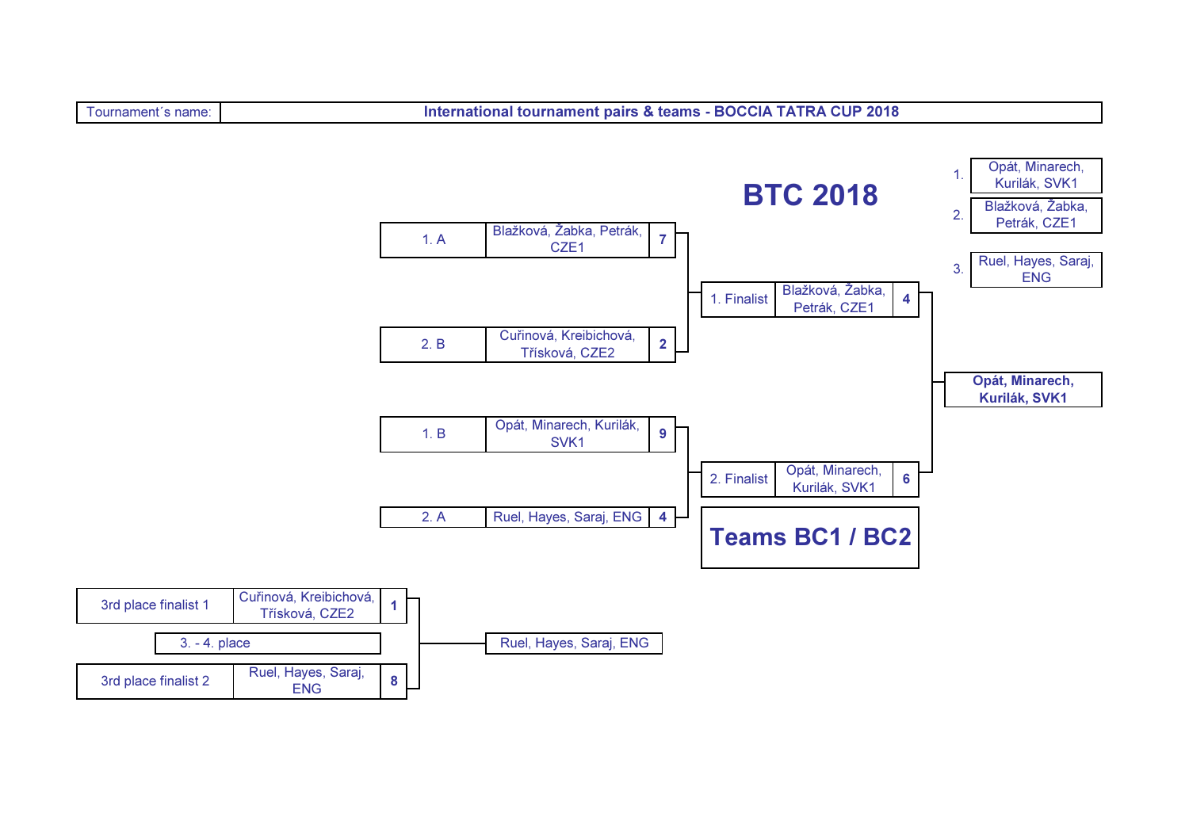| Tournament´s name: | International tournament pairs & teams - BOCCIA TATRA CUP 2018 |
|---|---|

# BTC 2018

| Place | Team |
|---|---|
| 1. | Opát, Minarech, Kurilák, SVK1 |
| 2. | Blažková, Žabka, Petrák, CZE1 |
| 3. | Ruel, Hayes, Saraj, ENG |

## Teams BC1 / BC2

### Semifinals

| Position | Team | Score |
|---|---|---|
| 1. A | Blažková, Žabka, Petrák, CZE1 | 7 |
| 2. B | Cuřinová, Kreibichová, Třísková, CZE2 | 2 |
| 1. B | Opát, Minarech, Kurilák, SVK1 | 9 |
| 2. A | Ruel, Hayes, Saraj, ENG | 4 |

### Final

| Position | Team | Score |
|---|---|---|
| 1. Finalist | Blažková, Žabka, Petrák, CZE1 | 4 |
| 2. Finalist | Opát, Minarech, Kurilák, SVK1 | 6 |

Winner: **Opát, Minarech, Kurilák, SVK1**

### 3. - 4. place

| Position | Team | Score |
|---|---|---|
| 3rd place finalist 1 | Cuřinová, Kreibichová, Třísková, CZE2 | 1 |
| 3rd place finalist 2 | Ruel, Hayes, Saraj, ENG | 8 |

Winner: Ruel, Hayes, Saraj, ENG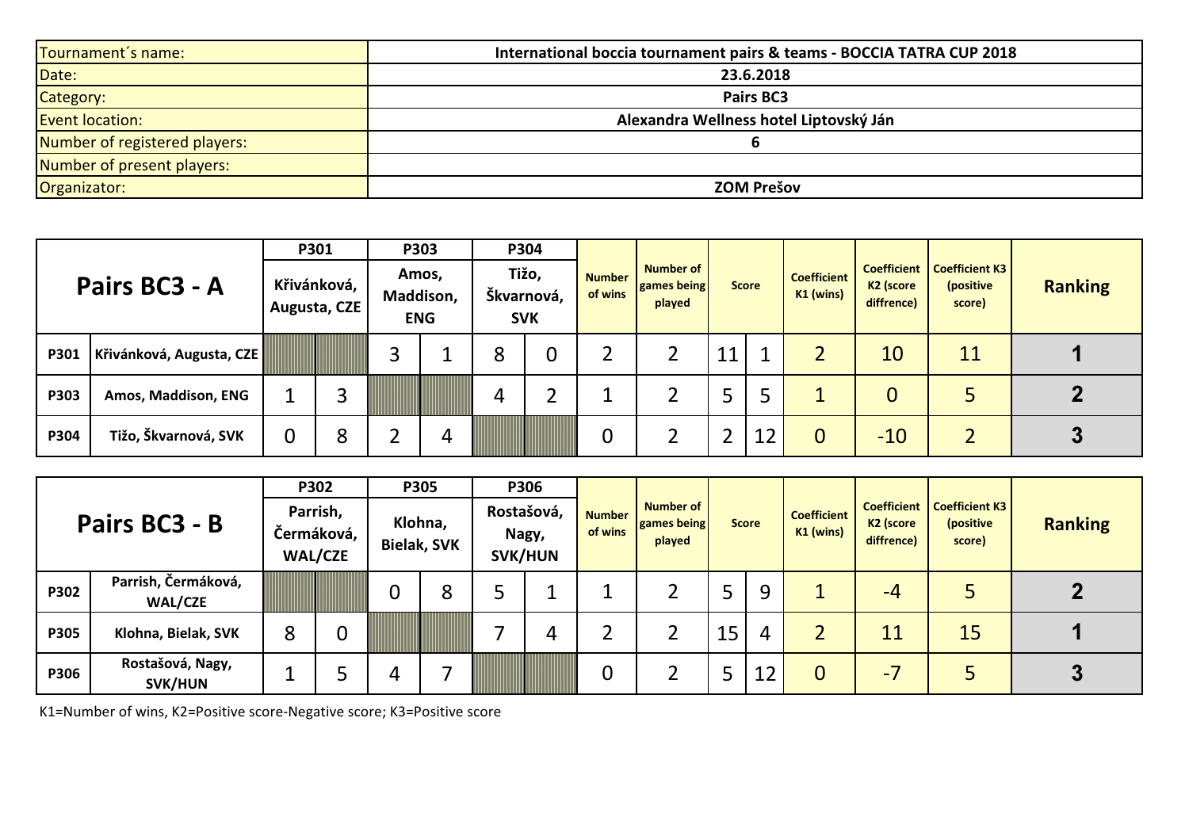| | |
|---|---|
| Tournament´s name: | International boccia tournament pairs & teams - BOCCIA TATRA CUP 2018 |
| Date: | 23.6.2018 |
| Category: | Pairs BC3 |
| Event location: | Alexandra Wellness hotel Liptovský Ján |
| Number of registered players: | 6 |
| Number of present players: | |
| Organizator: | ZOM Prešov |

| Pairs BC3 - A | | P301 Křivánková, Augusta, CZE | | P303 Amos, Maddison, ENG | | P304 Tižo, Škvarnová, SVK | | Number of wins | Number of games being played | Score | | Coefficient K1 (wins) | Coefficient K2 (score diffrence) | Coefficient K3 (positive score) | Ranking |
|---|---|---|---|---|---|---|---|---|---|---|---|---|---|---|---|
| P301 | Křivánková, Augusta, CZE | | | 3 | 1 | 8 | 0 | 2 | 2 | 11 | 1 | 2 | 10 | 11 | **1** |
| P303 | Amos, Maddison, ENG | 1 | 3 | | | 4 | 2 | 1 | 2 | 5 | 5 | 1 | 0 | 5 | **2** |
| P304 | Tižo, Škvarnová, SVK | 0 | 8 | 2 | 4 | | | 0 | 2 | 2 | 12 | 0 | -10 | 2 | **3** |

| Pairs BC3 - B | | P302 Parrish, Čermáková, WAL/CZE | | P305 Klohna, Bielak, SVK | | P306 Rostašová, Nagy, SVK/HUN | | Number of wins | Number of games being played | Score | | Coefficient K1 (wins) | Coefficient K2 (score diffrence) | Coefficient K3 (positive score) | Ranking |
|---|---|---|---|---|---|---|---|---|---|---|---|---|---|---|---|
| P302 | Parrish, Čermáková, WAL/CZE | | | 0 | 8 | 5 | 1 | 1 | 2 | 5 | 9 | 1 | -4 | 5 | **2** |
| P305 | Klohna, Bielak, SVK | 8 | 0 | | | 7 | 4 | 2 | 2 | 15 | 4 | 2 | 11 | 15 | **1** |
| P306 | Rostašová, Nagy, SVK/HUN | 1 | 5 | 4 | 7 | | | 0 | 2 | 5 | 12 | 0 | -7 | 5 | **3** |

K1=Number of wins, K2=Positive score-Negative score; K3=Positive score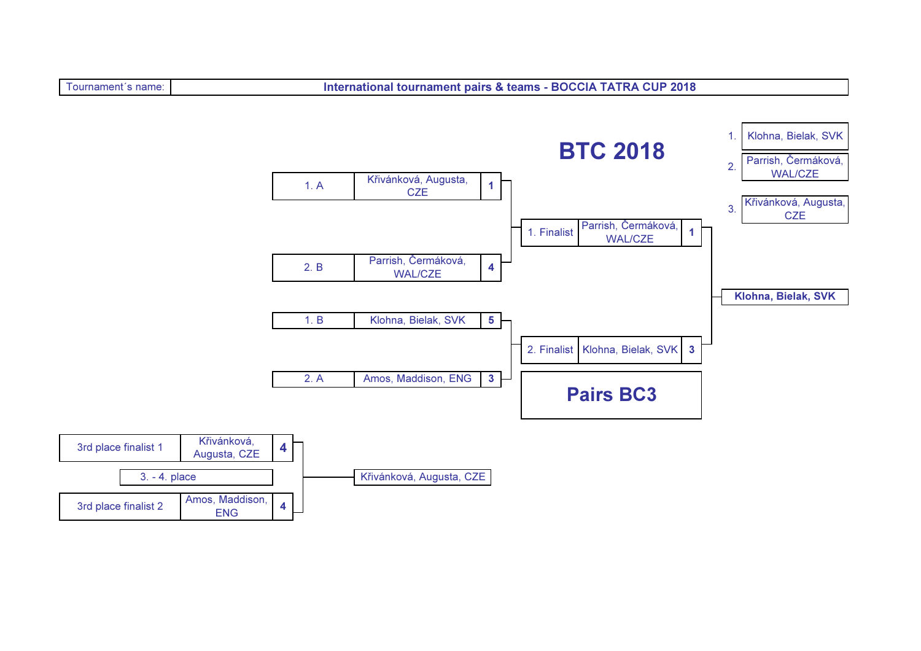| Tournament´s name: | International tournament pairs & teams - BOCCIA TATRA CUP 2018 |
|---|---|

# BTC 2018

## Pairs BC3

**Final standings**

| Place | Team |
|---|---|
| 1. | Klohna, Bielak, SVK |
| 2. | Parrish, Čermáková, WAL/CZE |
| 3. | Křivánková, Augusta, CZE |

**Semifinals**

| Seed | Team | Score |
|---|---|---|
| 1. A | Křivánková, Augusta, CZE | 1 |
| 2. B | Parrish, Čermáková, WAL/CZE | 4 |

| Seed | Team | Score |
|---|---|---|
| 1. B | Klohna, Bielak, SVK | 5 |
| 2. A | Amos, Maddison, ENG | 3 |

**Final**

| | Team | Score |
|---|---|---|
| 1. Finalist | Parrish, Čermáková, WAL/CZE | 1 |
| 2. Finalist | Klohna, Bielak, SVK | 3 |

Winner: **Klohna, Bielak, SVK**

**3. - 4. place**

| | Team | Score |
|---|---|---|
| 3rd place finalist 1 | Křivánková, Augusta, CZE | 4 |
| 3rd place finalist 2 | Amos, Maddison, ENG | 4 |

Winner: Křivánková, Augusta, CZE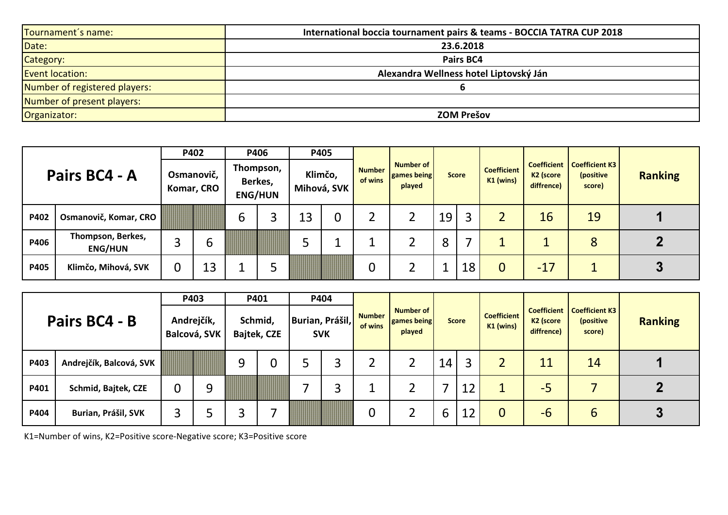| | |
|---|---|
| Tournament´s name: | International boccia tournament pairs & teams - BOCCIA TATRA CUP 2018 |
| Date: | 23.6.2018 |
| Category: | Pairs BC4 |
| Event location: | Alexandra Wellness hotel Liptovský Ján |
| Number of registered players: | 6 |
| Number of present players: | |
| Organizator: | ZOM Prešov |

| Pairs BC4 - A | | P402 Osmanovič, Komar, CRO | | P406 Thompson, Berkes, ENG/HUN | | P405 Klimčo, Mihová, SVK | | Number of wins | Number of games being played | Score | | Coefficient K1 (wins) | Coefficient K2 (score diffrence) | Coefficient K3 (positive score) | Ranking |
|---|---|---|---|---|---|---|---|---|---|---|---|---|---|---|---|
| P402 | Osmanovič, Komar, CRO | | | 6 | 3 | 13 | 0 | 2 | 2 | 19 | 3 | 2 | 16 | 19 | 1 |
| P406 | Thompson, Berkes, ENG/HUN | 3 | 6 | | | 5 | 1 | 1 | 2 | 8 | 7 | 1 | 1 | 8 | 2 |
| P405 | Klimčo, Mihová, SVK | 0 | 13 | 1 | 5 | | | 0 | 2 | 1 | 18 | 0 | -17 | 1 | 3 |

| Pairs BC4 - B | | P403 Andrejčík, Balcová, SVK | | P401 Schmid, Bajtek, CZE | | P404 Burian, Prášil, SVK | | Number of wins | Number of games being played | Score | | Coefficient K1 (wins) | Coefficient K2 (score diffrence) | Coefficient K3 (positive score) | Ranking |
|---|---|---|---|---|---|---|---|---|---|---|---|---|---|---|---|
| P403 | Andrejčík, Balcová, SVK | | | 9 | 0 | 5 | 3 | 2 | 2 | 14 | 3 | 2 | 11 | 14 | 1 |
| P401 | Schmid, Bajtek, CZE | 0 | 9 | | | 7 | 3 | 1 | 2 | 7 | 12 | 1 | -5 | 7 | 2 |
| P404 | Burian, Prášil, SVK | 3 | 5 | 3 | 7 | | | 0 | 2 | 6 | 12 | 0 | -6 | 6 | 3 |

K1=Number of wins, K2=Positive score-Negative score; K3=Positive score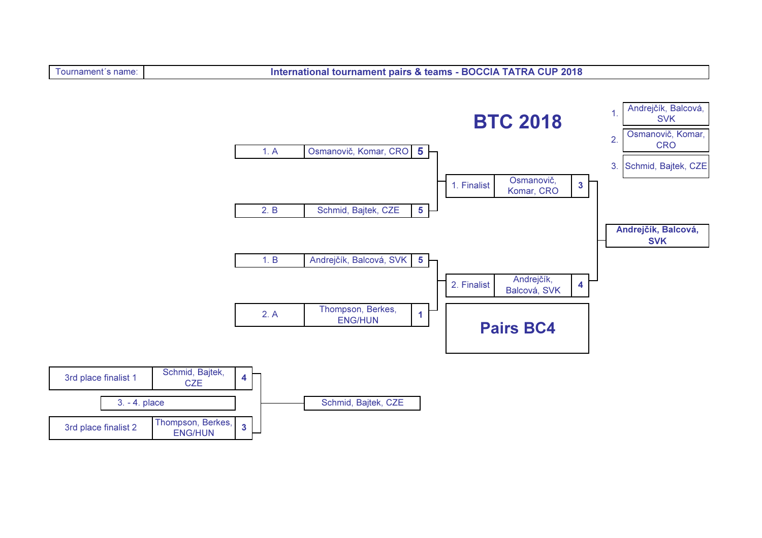| Tournament´s name: | **International tournament pairs & teams - BOCCIA TATRA CUP 2018** |
|---|---|

# BTC 2018

| | |
|---|---|
| 1. | Andrejčík, Balcová, SVK |
| 2. | Osmanovič, Komar, CRO |
| 3. | Schmid, Bajtek, CZE |

## Semifinals

| | | |
|---|---|---|
| 1. A | Osmanovič, Komar, CRO | **5** |
| 2. B | Schmid, Bajtek, CZE | 5 |
| 1. B | Andrejčík, Balcová, SVK | 5 |
| 2. A | Thompson, Berkes, ENG/HUN | 1 |

## Final

| | | |
|---|---|---|
| 1. Finalist | Osmanovič, Komar, CRO | 3 |
| 2. Finalist | Andrejčík, Balcová, SVK | 4 |

**Andrejčík, Balcová, SVK**

## Pairs BC4

## 3. - 4. place

| | | |
|---|---|---|
| 3rd place finalist 1 | Schmid, Bajtek, CZE | 4 |
| 3rd place finalist 2 | Thompson, Berkes, ENG/HUN | 3 |

Schmid, Bajtek, CZE